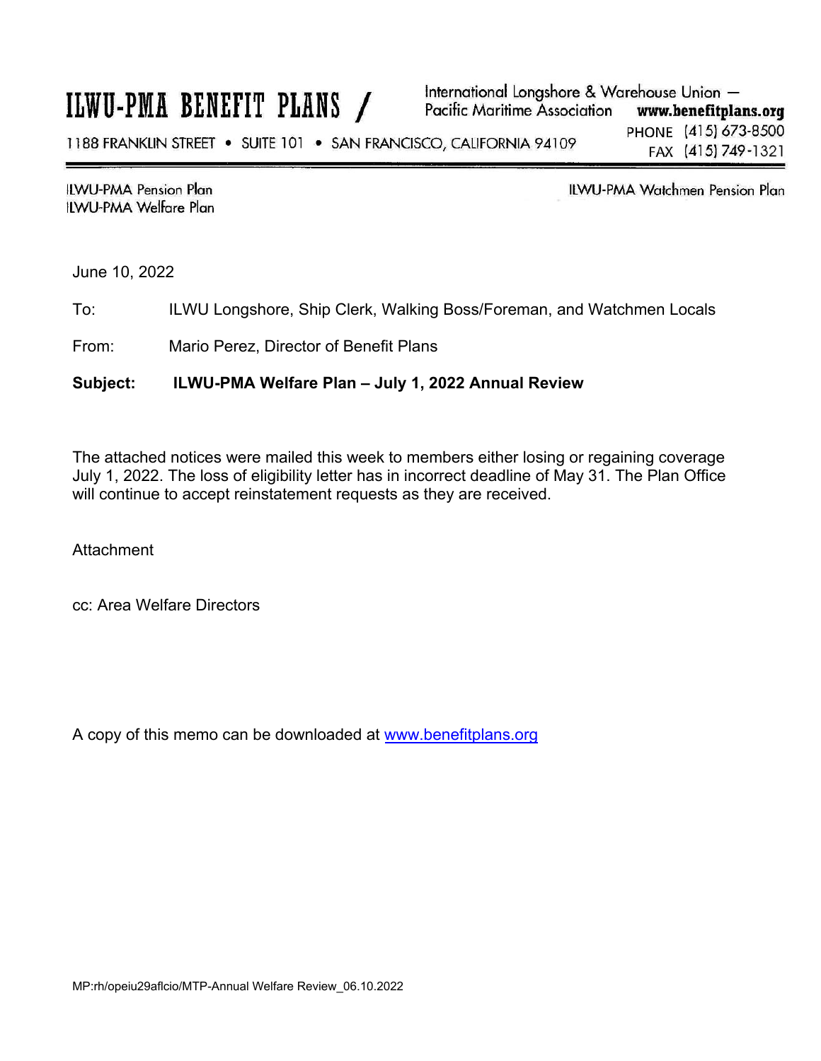# ILWU-PMA BENEFIT PLANS /

International Longshore & Warehouse Union —
Pacific Maritime Association **www.benefitplans.org**

1188 FRANKLIN STREET • SUITE 101 • SAN FRANCISCO, CALIFORNIA 94109

PHONE (415) 673-8500
FAX (415) 749-1321

ILWU-PMA Pension Plan
ILWU-PMA Welfare Plan

ILWU-PMA Watchmen Pension Plan

June 10, 2022

To: ILWU Longshore, Ship Clerk, Walking Boss/Foreman, and Watchmen Locals

From: Mario Perez, Director of Benefit Plans

**Subject: ILWU-PMA Welfare Plan – July 1, 2022 Annual Review**

The attached notices were mailed this week to members either losing or regaining coverage July 1, 2022. The loss of eligibility letter has in incorrect deadline of May 31. The Plan Office will continue to accept reinstatement requests as they are received.

Attachment

cc: Area Welfare Directors

A copy of this memo can be downloaded at www.benefitplans.org

MP:rh/opeiu29aflcio/MTP-Annual Welfare Review_06.10.2022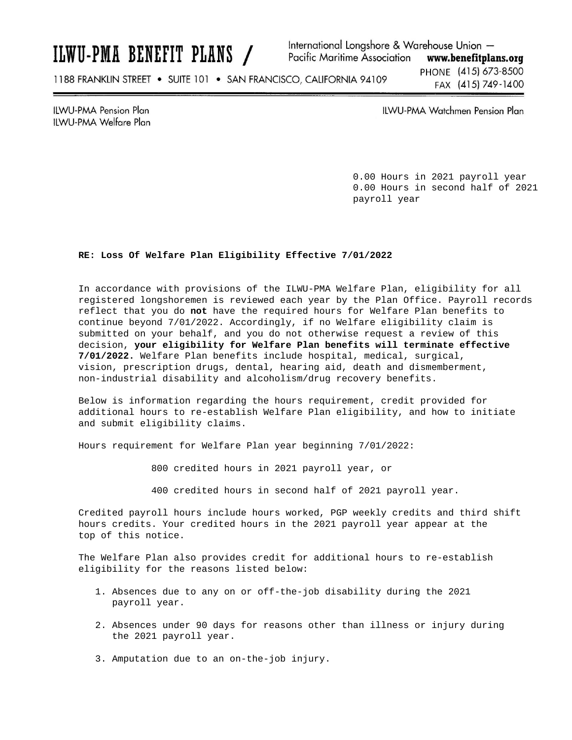# ILWU-PMA BENEFIT PLANS /

International Longshore & Warehouse Union — Pacific Maritime Association **www.benefitplans.org**

1188 FRANKLIN STREET • SUITE 101 • SAN FRANCISCO, CALIFORNIA 94109

PHONE (415) 673-8500
FAX (415) 749-1400

ILWU-PMA Pension Plan
ILWU-PMA Welfare Plan

ILWU-PMA Watchmen Pension Plan

0.00 Hours in 2021 payroll year
0.00 Hours in second half of 2021 payroll year

**RE: Loss Of Welfare Plan Eligibility Effective 7/01/2022**

In accordance with provisions of the ILWU-PMA Welfare Plan, eligibility for all registered longshoremen is reviewed each year by the Plan Office. Payroll records reflect that you do **not** have the required hours for Welfare Plan benefits to continue beyond 7/01/2022. Accordingly, if no Welfare eligibility claim is submitted on your behalf, and you do not otherwise request a review of this decision, **your eligibility for Welfare Plan benefits will terminate effective 7/01/2022.** Welfare Plan benefits include hospital, medical, surgical, vision, prescription drugs, dental, hearing aid, death and dismemberment, non-industrial disability and alcoholism/drug recovery benefits.

Below is information regarding the hours requirement, credit provided for additional hours to re-establish Welfare Plan eligibility, and how to initiate and submit eligibility claims.

Hours requirement for Welfare Plan year beginning 7/01/2022:

800 credited hours in 2021 payroll year, or

400 credited hours in second half of 2021 payroll year.

Credited payroll hours include hours worked, PGP weekly credits and third shift hours credits. Your credited hours in the 2021 payroll year appear at the top of this notice.

The Welfare Plan also provides credit for additional hours to re-establish eligibility for the reasons listed below:

1. Absences due to any on or off-the-job disability during the 2021 payroll year.
2. Absences under 90 days for reasons other than illness or injury during the 2021 payroll year.
3. Amputation due to an on-the-job injury.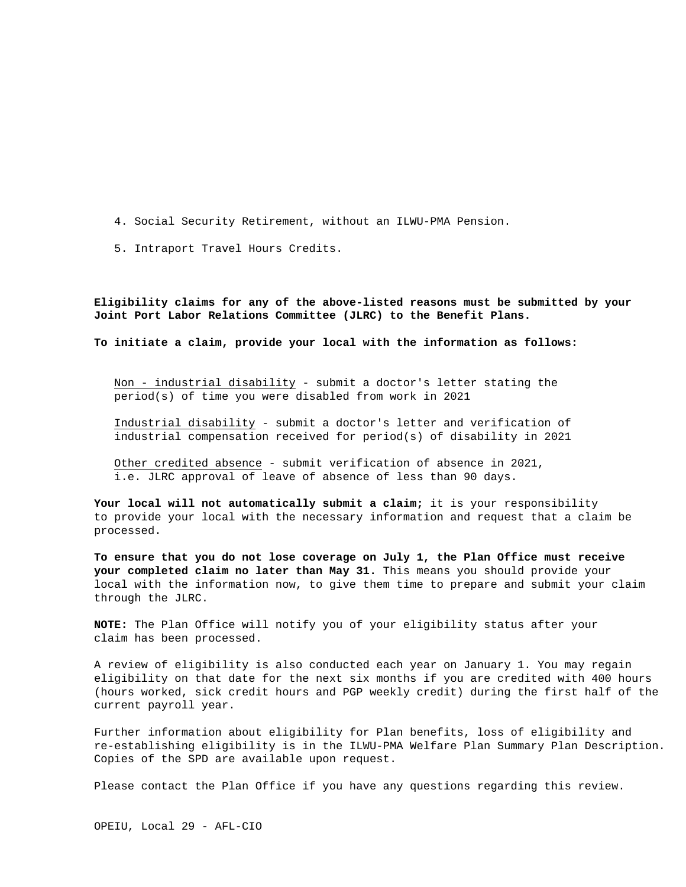4. Social Security Retirement, without an ILWU-PMA Pension.

5. Intraport Travel Hours Credits.

**Eligibility claims for any of the above-listed reasons must be submitted by your Joint Port Labor Relations Committee (JLRC) to the Benefit Plans.**

**To initiate a claim, provide your local with the information as follows:**

<u>Non - industrial disability</u> - submit a doctor's letter stating the period(s) of time you were disabled from work in 2021

<u>Industrial disability</u> - submit a doctor's letter and verification of industrial compensation received for period(s) of disability in 2021

<u>Other credited absence</u> - submit verification of absence in 2021, i.e. JLRC approval of leave of absence of less than 90 days.

**Your local will not automatically submit a claim;** it is your responsibility to provide your local with the necessary information and request that a claim be processed.

**To ensure that you do not lose coverage on July 1, the Plan Office must receive your completed claim no later than May 31.** This means you should provide your local with the information now, to give them time to prepare and submit your claim through the JLRC.

**NOTE:** The Plan Office will notify you of your eligibility status after your claim has been processed.

A review of eligibility is also conducted each year on January 1. You may regain eligibility on that date for the next six months if you are credited with 400 hours (hours worked, sick credit hours and PGP weekly credit) during the first half of the current payroll year.

Further information about eligibility for Plan benefits, loss of eligibility and re-establishing eligibility is in the ILWU-PMA Welfare Plan Summary Plan Description. Copies of the SPD are available upon request.

Please contact the Plan Office if you have any questions regarding this review.

OPEIU, Local 29 - AFL-CIO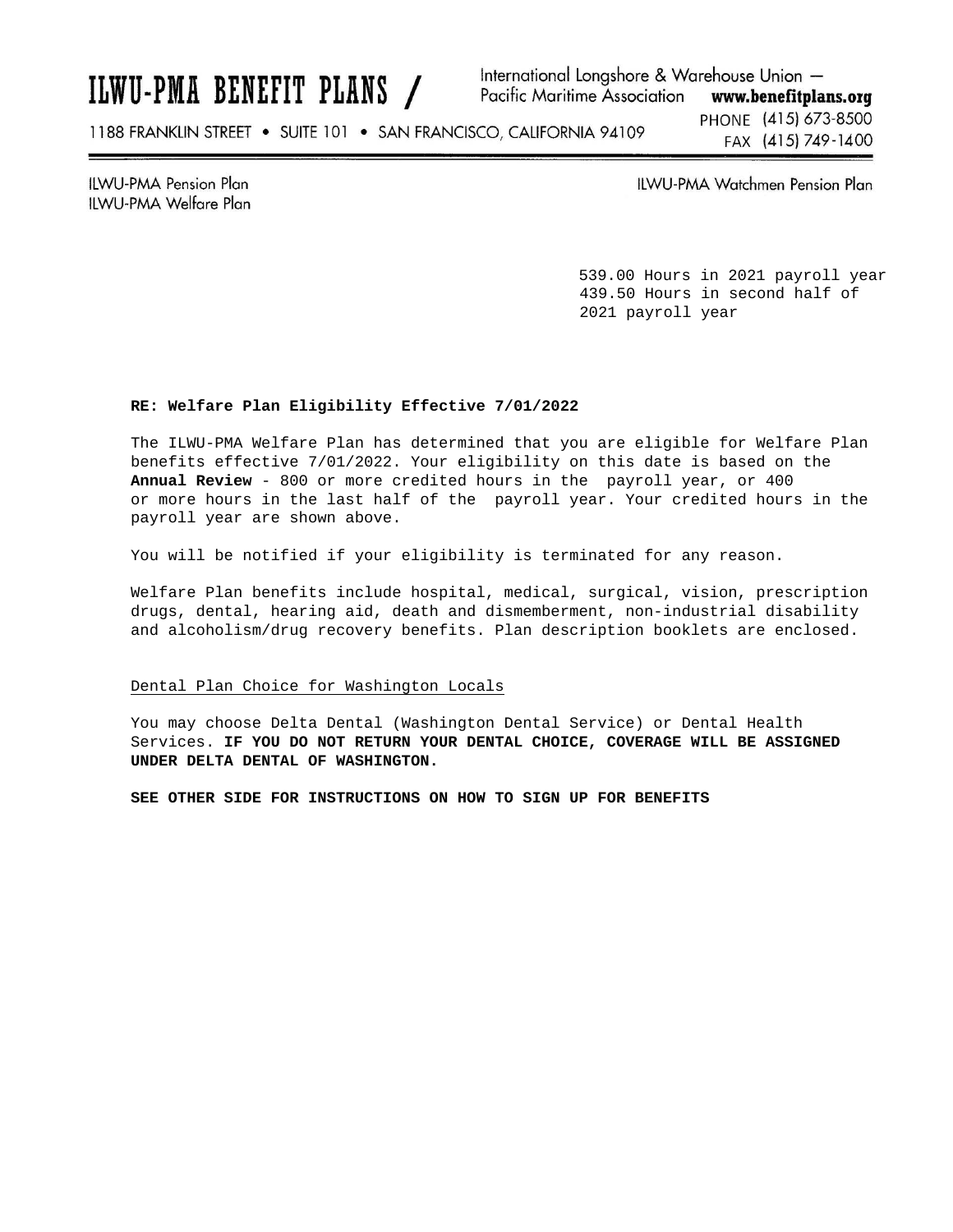# ILWU-PMA BENEFIT PLANS /

International Longshore & Warehouse Union — Pacific Maritime Association **www.benefitplans.org**

1188 FRANKLIN STREET • SUITE 101 • SAN FRANCISCO, CALIFORNIA 94109

PHONE (415) 673-8500
FAX (415) 749-1400

ILWU-PMA Pension Plan
ILWU-PMA Welfare Plan

ILWU-PMA Watchmen Pension Plan

539.00 Hours in 2021 payroll year
439.50 Hours in second half of 2021 payroll year

**RE: Welfare Plan Eligibility Effective 7/01/2022**

The ILWU-PMA Welfare Plan has determined that you are eligible for Welfare Plan benefits effective 7/01/2022. Your eligibility on this date is based on the **Annual Review** - 800 or more credited hours in the payroll year, or 400 or more hours in the last half of the payroll year. Your credited hours in the payroll year are shown above.

You will be notified if your eligibility is terminated for any reason.

Welfare Plan benefits include hospital, medical, surgical, vision, prescription drugs, dental, hearing aid, death and dismemberment, non-industrial disability and alcoholism/drug recovery benefits. Plan description booklets are enclosed.

<u>Dental Plan Choice for Washington Locals</u>

You may choose Delta Dental (Washington Dental Service) or Dental Health Services. **IF YOU DO NOT RETURN YOUR DENTAL CHOICE, COVERAGE WILL BE ASSIGNED UNDER DELTA DENTAL OF WASHINGTON.**

**SEE OTHER SIDE FOR INSTRUCTIONS ON HOW TO SIGN UP FOR BENEFITS**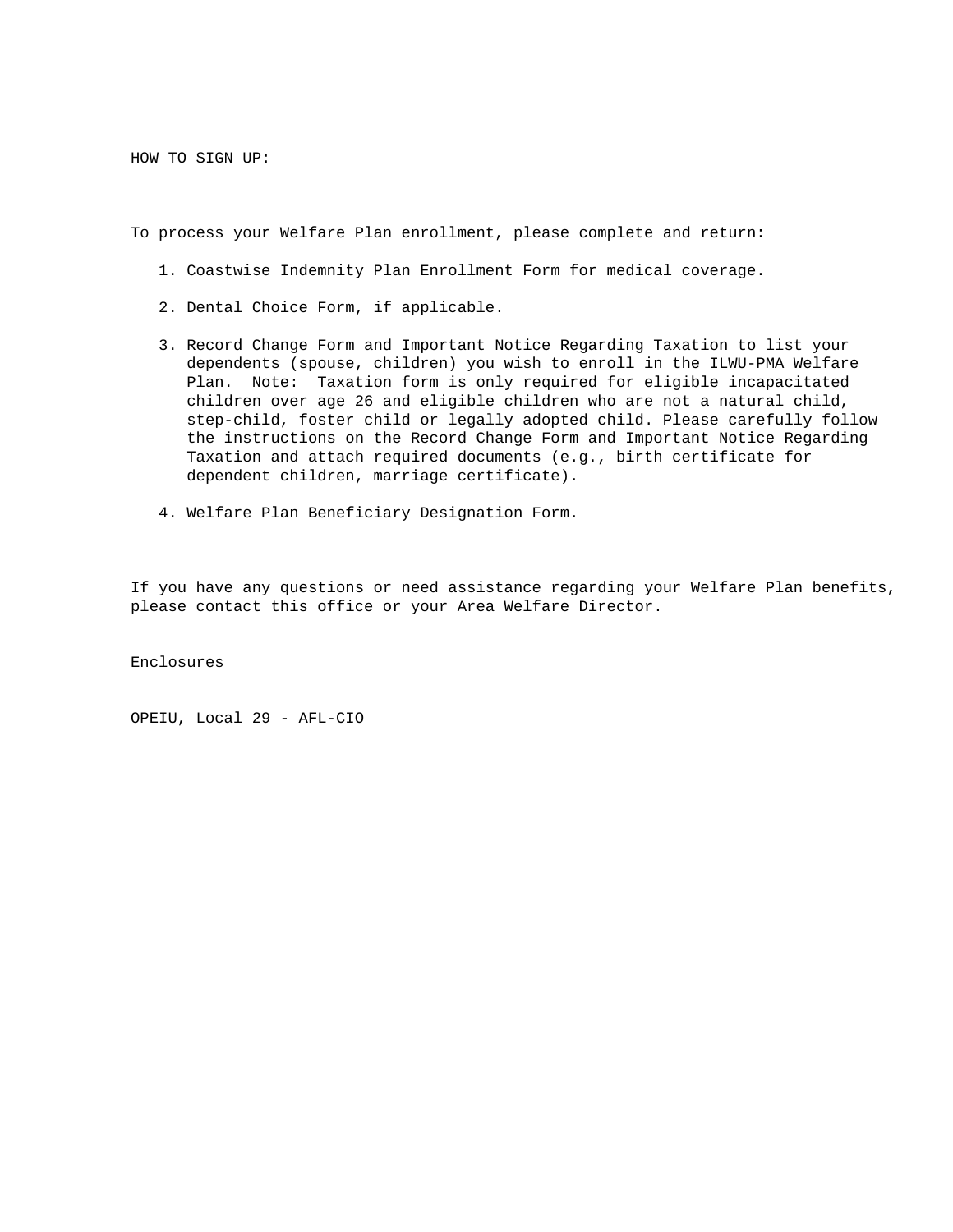HOW TO SIGN UP:

To process your Welfare Plan enrollment, please complete and return:

1. Coastwise Indemnity Plan Enrollment Form for medical coverage.

2. Dental Choice Form, if applicable.

3. Record Change Form and Important Notice Regarding Taxation to list your dependents (spouse, children) you wish to enroll in the ILWU-PMA Welfare Plan. Note: Taxation form is only required for eligible incapacitated children over age 26 and eligible children who are not a natural child, step-child, foster child or legally adopted child. Please carefully follow the instructions on the Record Change Form and Important Notice Regarding Taxation and attach required documents (e.g., birth certificate for dependent children, marriage certificate).

4. Welfare Plan Beneficiary Designation Form.

If you have any questions or need assistance regarding your Welfare Plan benefits, please contact this office or your Area Welfare Director.

Enclosures

OPEIU, Local 29 - AFL-CIO